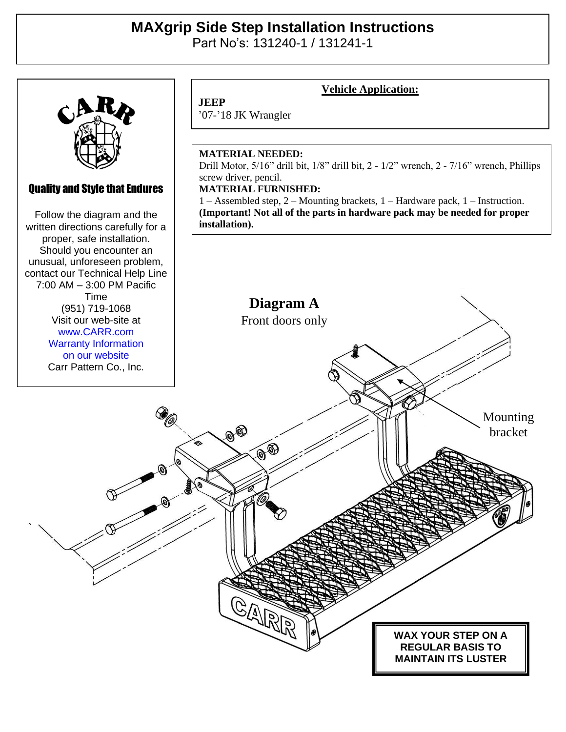# MAXgrip Side Step Installation Instructions

Part No's: 131240-1 / 131241-1

**Quality and Style that Endures**

Follow the diagram and the written directions carefully for a proper, safe installation. Should you encounter an unusual, unforeseen problem, contact our Technical Help Line 7:00 AM – 3:00 PM Pacific Time (951) 719-1068 Visit our web-site at www.CARR.com Warranty Information on our website Carr Pattern Co., Inc.

**Vehicle Application:**

**JEEP**
'07-'18 JK Wrangler

**MATERIAL NEEDED:**
Drill Motor, 5/16" drill bit, 1/8" drill bit, 2 - 1/2" wrench, 2 - 7/16" wrench, Phillips screw driver, pencil.

**MATERIAL FURNISHED:**
1 – Assembled step, 2 – Mounting brackets, 1 – Hardware pack, 1 – Instruction.
**(Important! Not all of the parts in hardware pack may be needed for proper installation).**

**Diagram A**
Front doors only

Mounting bracket

**WAX YOUR STEP ON A REGULAR BASIS TO MAINTAIN ITS LUSTER**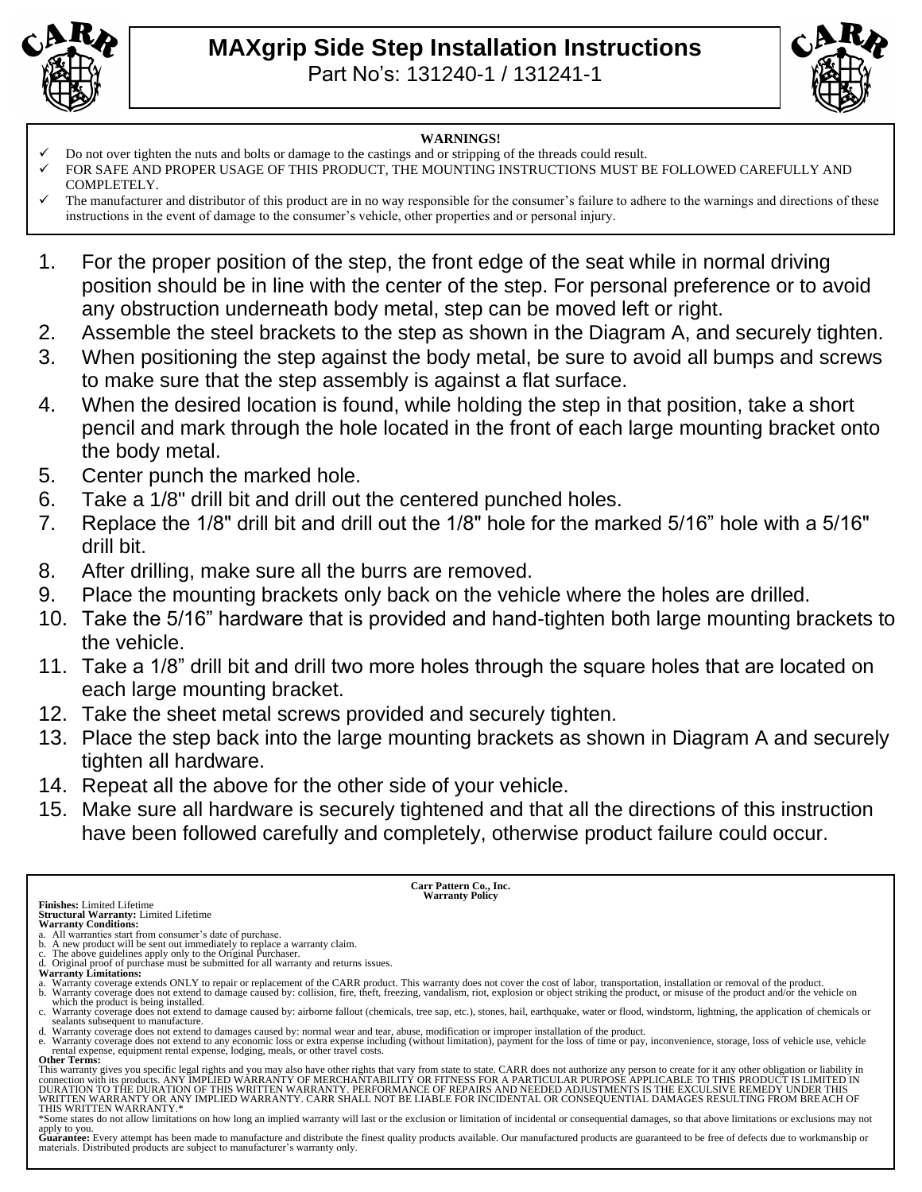# MAXgrip Side Step Installation Instructions

Part No's: 131240-1 / 131241-1

**WARNINGS!**

- Do not over tighten the nuts and bolts or damage to the castings and or stripping of the threads could result.
- FOR SAFE AND PROPER USAGE OF THIS PRODUCT, THE MOUNTING INSTRUCTIONS MUST BE FOLLOWED CAREFULLY AND COMPLETELY.
- The manufacturer and distributor of this product are in no way responsible for the consumer's failure to adhere to the warnings and directions of these instructions in the event of damage to the consumer's vehicle, other properties and or personal injury.

1. For the proper position of the step, the front edge of the seat while in normal driving position should be in line with the center of the step. For personal preference or to avoid any obstruction underneath body metal, step can be moved left or right.
2. Assemble the steel brackets to the step as shown in the Diagram A, and securely tighten.
3. When positioning the step against the body metal, be sure to avoid all bumps and screws to make sure that the step assembly is against a flat surface.
4. When the desired location is found, while holding the step in that position, take a short pencil and mark through the hole located in the front of each large mounting bracket onto the body metal.
5. Center punch the marked hole.
6. Take a 1/8" drill bit and drill out the centered punched holes.
7. Replace the 1/8" drill bit and drill out the 1/8" hole for the marked 5/16" hole with a 5/16" drill bit.
8. After drilling, make sure all the burrs are removed.
9. Place the mounting brackets only back on the vehicle where the holes are drilled.
10. Take the 5/16" hardware that is provided and hand-tighten both large mounting brackets to the vehicle.
11. Take a 1/8" drill bit and drill two more holes through the square holes that are located on each large mounting bracket.
12. Take the sheet metal screws provided and securely tighten.
13. Place the step back into the large mounting brackets as shown in Diagram A and securely tighten all hardware.
14. Repeat all the above for the other side of your vehicle.
15. Make sure all hardware is securely tightened and that all the directions of this instruction have been followed carefully and completely, otherwise product failure could occur.

**Carr Pattern Co., Inc.**
**Warranty Policy**

**Finishes:** Limited Lifetime
**Structural Warranty:** Limited Lifetime
**Warranty Conditions:**
a. All warranties start from consumer's date of purchase.
b. A new product will be sent out immediately to replace a warranty claim.
c. The above guidelines apply only to the Original Purchaser.
d. Original proof of purchase must be submitted for all warranty and returns issues.

**Warranty Limitations:**
a. Warranty coverage extends ONLY to repair or replacement of the CARR product. This warranty does not cover the cost of labor, transportation, installation or removal of the product.
b. Warranty coverage does not extend to damage caused by: collision, fire, theft, freezing, vandalism, riot, explosion or object striking the product, or misuse of the product and/or the vehicle on which the product is being installed.
c. Warranty coverage does not extend to damage caused by: airborne fallout (chemicals, tree sap, etc.), stones, hail, earthquake, water or flood, windstorm, lightning, the application of chemicals or sealants subsequent to manufacture.
d. Warranty coverage does not extend to damages caused by: normal wear and tear, abuse, modification or improper installation of the product.
e. Warranty coverage does not extend to any economic loss or extra expense including (without limitation), payment for the loss of time or pay, inconvenience, storage, loss of vehicle use, vehicle rental expense, equipment rental expense, lodging, meals, or other travel costs.

**Other Terms:**
This warranty gives you specific legal rights and you may also have other rights that vary from state to state. CARR does not authorize any person to create for it any other obligation or liability in connection with its products. ANY IMPLIED WARRANTY OF MERCHANTABILITY OR FITNESS FOR A PARTICULAR PURPOSE APPLICABLE TO THIS PRODUCT IS LIMITED IN DURATION TO THE DURATION OF THIS WRITTEN WARRANTY. PERFORMANCE OF REPAIRS AND NEEDED ADJUSTMENTS IS THE EXCULSIVE REMEDY UNDER THIS WRITTEN WARRANTY OR ANY IMPLIED WARRANTY. CARR SHALL NOT BE LIABLE FOR INCIDENTAL OR CONSEQUENTIAL DAMAGES RESULTING FROM BREACH OF THIS WRITTEN WARRANTY.*
*Some states do not allow limitations on how long an implied warranty will last or the exclusion or limitation of incidental or consequential damages, so that above limitations or exclusions may not apply to you.
**Guarantee:** Every attempt has been made to manufacture and distribute the finest quality products available. Our manufactured products are guaranteed to be free of defects due to workmanship or materials. Distributed products are subject to manufacturer's warranty only.